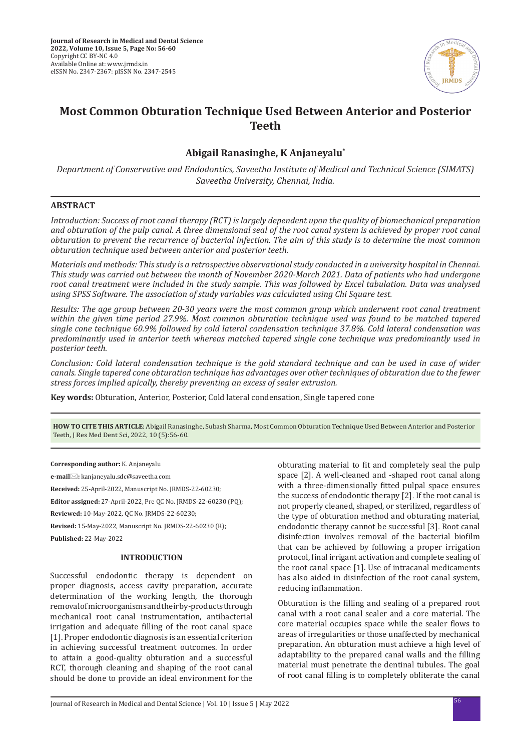**Journal of Research in Medical and Dental Science**
**2022, Volume 10, Issue 5, Page No: 56-60**
Copyright CC BY-NC 4.0
Available Online at: www.jrmds.in
eISSN No. 2347-2367: pISSN No. 2347-2545

# Most Common Obturation Technique Used Between Anterior and Posterior Teeth

## Abigail Ranasinghe, K Anjaneyalu*

*Department of Conservative and Endodontics, Saveetha Institute of Medical and Technical Science (SIMATS) Saveetha University, Chennai, India.*

## ABSTRACT

*Introduction: Success of root canal therapy (RCT) is largely dependent upon the quality of biomechanical preparation and obturation of the pulp canal. A three dimensional seal of the root canal system is achieved by proper root canal obturation to prevent the recurrence of bacterial infection. The aim of this study is to determine the most common obturation technique used between anterior and posterior teeth.*

*Materials and methods: This study is a retrospective observational study conducted in a university hospital in Chennai. This study was carried out between the month of November 2020-March 2021. Data of patients who had undergone root canal treatment were included in the study sample. This was followed by Excel tabulation. Data was analysed using SPSS Software. The association of study variables was calculated using Chi Square test.*

*Results: The age group between 20-30 years were the most common group which underwent root canal treatment within the given time period 27.9%. Most common obturation technique used was found to be matched tapered single cone technique 60.9% followed by cold lateral condensation technique 37.8%. Cold lateral condensation was predominantly used in anterior teeth whereas matched tapered single cone technique was predominantly used in posterior teeth.*

*Conclusion: Cold lateral condensation technique is the gold standard technique and can be used in case of wider canals. Single tapered cone obturation technique has advantages over other techniques of obturation due to the fewer stress forces implied apically, thereby preventing an excess of sealer extrusion.*

**Key words:** Obturation, Anterior, Posterior, Cold lateral condensation, Single tapered cone

**HOW TO CITE THIS ARTICLE**: Abigail Ranasinghe, Subash Sharma, Most Common Obturation Technique Used Between Anterior and Posterior Teeth, J Res Med Dent Sci, 2022, 10 (5):56-60.

**Corresponding author:** K. Anjaneyalu

**e-mail:** kanjaneyalu.sdc@saveetha.com

**Received:** 25-April-2022, Manuscript No. JRMDS-22-60230;

**Editor assigned:** 27-April-2022, Pre QC No. JRMDS-22-60230 (PQ);

**Reviewed:** 10-May-2022, QC No. JRMDS-22-60230;

**Revised:** 15-May-2022, Manuscript No. JRMDS-22-60230 (R);

**Published:** 22-May-2022

## INTRODUCTION

Successful endodontic therapy is dependent on proper diagnosis, access cavity preparation, accurate determination of the working length, the thorough removal of microorganisms and their by-products through mechanical root canal instrumentation, antibacterial irrigation and adequate filling of the root canal space [1]. Proper endodontic diagnosis is an essential criterion in achieving successful treatment outcomes. In order to attain a good-quality obturation and a successful RCT, thorough cleaning and shaping of the root canal should be done to provide an ideal environment for the obturating material to fit and completely seal the pulp space [2]. A well-cleaned and -shaped root canal along with a three-dimensionally fitted pulpal space ensures the success of endodontic therapy [2]. If the root canal is not properly cleaned, shaped, or sterilized, regardless of the type of obturation method and obturating material, endodontic therapy cannot be successful [3]. Root canal disinfection involves removal of the bacterial biofilm that can be achieved by following a proper irrigation protocol, final irrigant activation and complete sealing of the root canal space [1]. Use of intracanal medicaments has also aided in disinfection of the root canal system, reducing inflammation.

Obturation is the filling and sealing of a prepared root canal with a root canal sealer and a core material. The core material occupies space while the sealer flows to areas of irregularities or those unaffected by mechanical preparation. An obturation must achieve a high level of adaptability to the prepared canal walls and the filling material must penetrate the dentinal tubules. The goal of root canal filling is to completely obliterate the canal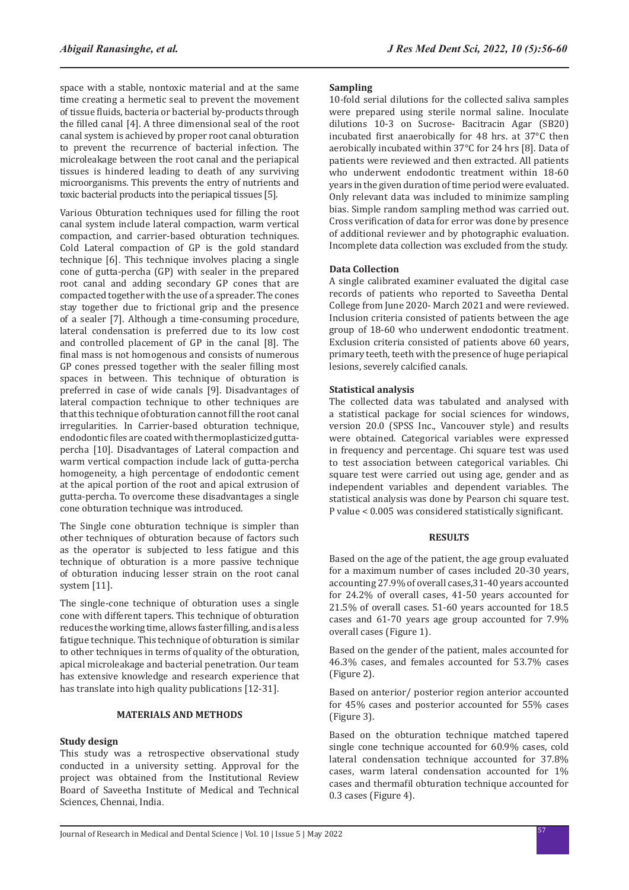space with a stable, nontoxic material and at the same time creating a hermetic seal to prevent the movement of tissue fluids, bacteria or bacterial by-products through the filled canal [4]. A three dimensional seal of the root canal system is achieved by proper root canal obturation to prevent the recurrence of bacterial infection. The microleakage between the root canal and the periapical tissues is hindered leading to death of any surviving microorganisms. This prevents the entry of nutrients and toxic bacterial products into the periapical tissues [5].

Various Obturation techniques used for filling the root canal system include lateral compaction, warm vertical compaction, and carrier-based obturation techniques. Cold Lateral compaction of GP is the gold standard technique [6]. This technique involves placing a single cone of gutta-percha (GP) with sealer in the prepared root canal and adding secondary GP cones that are compacted together with the use of a spreader. The cones stay together due to frictional grip and the presence of a sealer [7]. Although a time-consuming procedure, lateral condensation is preferred due to its low cost and controlled placement of GP in the canal [8]. The final mass is not homogenous and consists of numerous GP cones pressed together with the sealer filling most spaces in between. This technique of obturation is preferred in case of wide canals [9]. Disadvantages of lateral compaction technique to other techniques are that this technique of obturation cannot fill the root canal irregularities. In Carrier-based obturation technique, endodontic files are coated with thermoplasticized gutta-percha [10]. Disadvantages of Lateral compaction and warm vertical compaction include lack of gutta-percha homogeneity, a high percentage of endodontic cement at the apical portion of the root and apical extrusion of gutta-percha. To overcome these disadvantages a single cone obturation technique was introduced.

The Single cone obturation technique is simpler than other techniques of obturation because of factors such as the operator is subjected to less fatigue and this technique of obturation is a more passive technique of obturation inducing lesser strain on the root canal system [11].

The single-cone technique of obturation uses a single cone with different tapers. This technique of obturation reduces the working time, allows faster filling, and is a less fatigue technique. This technique of obturation is similar to other techniques in terms of quality of the obturation, apical microleakage and bacterial penetration. Our team has extensive knowledge and research experience that has translate into high quality publications [12-31].

## MATERIALS AND METHODS

### Study design

This study was a retrospective observational study conducted in a university setting. Approval for the project was obtained from the Institutional Review Board of Saveetha Institute of Medical and Technical Sciences, Chennai, India.

### Sampling

10-fold serial dilutions for the collected saliva samples were prepared using sterile normal saline. Inoculate dilutions 10-3 on Sucrose- Bacitracin Agar (SB20) incubated first anaerobically for 48 hrs. at 37°C then aerobically incubated within 37°C for 24 hrs [8]. Data of patients were reviewed and then extracted. All patients who underwent endodontic treatment within 18-60 years in the given duration of time period were evaluated. Only relevant data was included to minimize sampling bias. Simple random sampling method was carried out. Cross verification of data for error was done by presence of additional reviewer and by photographic evaluation. Incomplete data collection was excluded from the study.

### Data Collection

A single calibrated examiner evaluated the digital case records of patients who reported to Saveetha Dental College from June 2020- March 2021 and were reviewed. Inclusion criteria consisted of patients between the age group of 18-60 who underwent endodontic treatment. Exclusion criteria consisted of patients above 60 years, primary teeth, teeth with the presence of huge periapical lesions, severely calcified canals.

### Statistical analysis

The collected data was tabulated and analysed with a statistical package for social sciences for windows, version 20.0 (SPSS Inc., Vancouver style) and results were obtained. Categorical variables were expressed in frequency and percentage. Chi square test was used to test association between categorical variables. Chi square test were carried out using age, gender and as independent variables and dependent variables. The statistical analysis was done by Pearson chi square test. P value < 0.005 was considered statistically significant.

## RESULTS

Based on the age of the patient, the age group evaluated for a maximum number of cases included 20-30 years, accounting 27.9% of overall cases,31-40 years accounted for 24.2% of overall cases, 41-50 years accounted for 21.5% of overall cases. 51-60 years accounted for 18.5 cases and 61-70 years age group accounted for 7.9% overall cases (Figure 1).

Based on the gender of the patient, males accounted for 46.3% cases, and females accounted for 53.7% cases (Figure 2).

Based on anterior/ posterior region anterior accounted for 45% cases and posterior accounted for 55% cases (Figure 3).

Based on the obturation technique matched tapered single cone technique accounted for 60.9% cases, cold lateral condensation technique accounted for 37.8% cases, warm lateral condensation accounted for 1% cases and thermafil obturation technique accounted for 0.3 cases (Figure 4).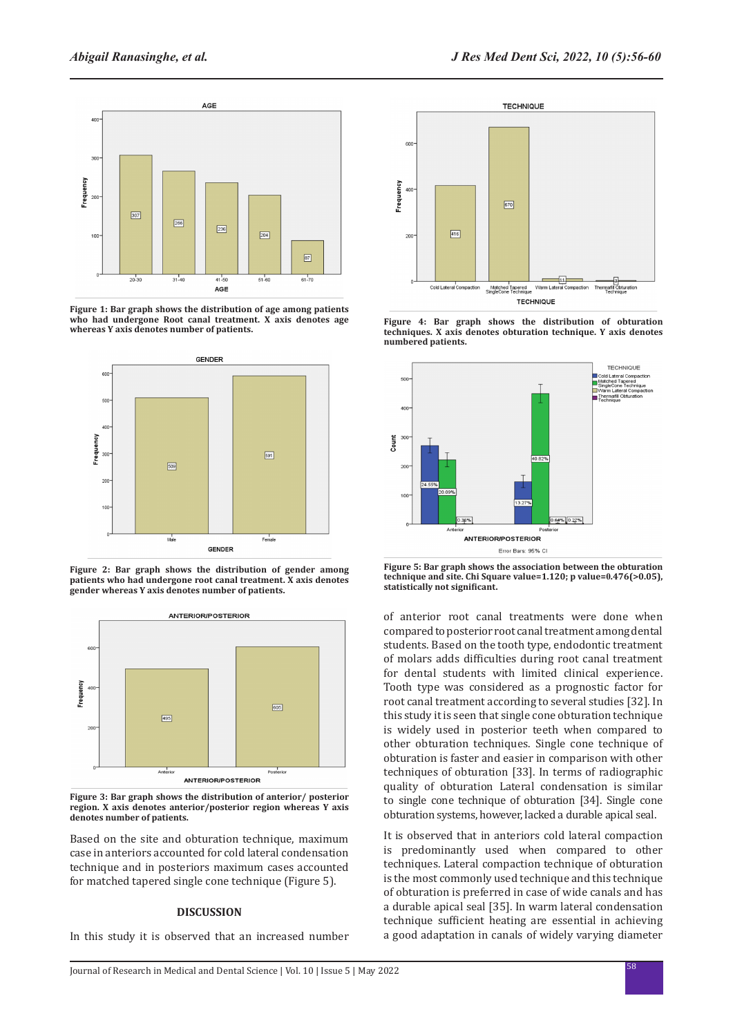Figure 1: Bar graph shows the distribution of age among patients who had undergone Root canal treatment. X axis denotes age whereas Y axis denotes number of patients.

Figure 2: Bar graph shows the distribution of gender among patients who had undergone root canal treatment. X axis denotes gender whereas Y axis denotes number of patients.

Figure 3: Bar graph shows the distribution of anterior/ posterior region. X axis denotes anterior/posterior region whereas Y axis denotes number of patients.

Based on the site and obturation technique, maximum case in anteriors accounted for cold lateral condensation technique and in posteriors maximum cases accounted for matched tapered single cone technique (Figure 5).

## DISCUSSION

In this study it is observed that an increased number of anterior root canal treatments were done when compared to posterior root canal treatment among dental students. Based on the tooth type, endodontic treatment of molars adds difficulties during root canal treatment for dental students with limited clinical experience. Tooth type was considered as a prognostic factor for root canal treatment according to several studies [32]. In this study it is seen that single cone obturation technique is widely used in posterior teeth when compared to other obturation techniques. Single cone technique of obturation is faster and easier in comparison with other techniques of obturation [33]. In terms of radiographic quality of obturation Lateral condensation is similar to single cone technique of obturation [34]. Single cone obturation systems, however, lacked a durable apical seal.

It is observed that in anteriors cold lateral compaction is predominantly used when compared to other techniques. Lateral compaction technique of obturation is the most commonly used technique and this technique of obturation is preferred in case of wide canals and has a durable apical seal [35]. In warm lateral condensation technique sufficient heating are essential in achieving a good adaptation in canals of widely varying diameter

Figure 4: Bar graph shows the distribution of obturation techniques. X axis denotes obturation technique. Y axis denotes numbered patients.

Figure 5: Bar graph shows the association between the obturation technique and site. Chi Square value=1.120; p value=0.476(>0.05), statistically not significant.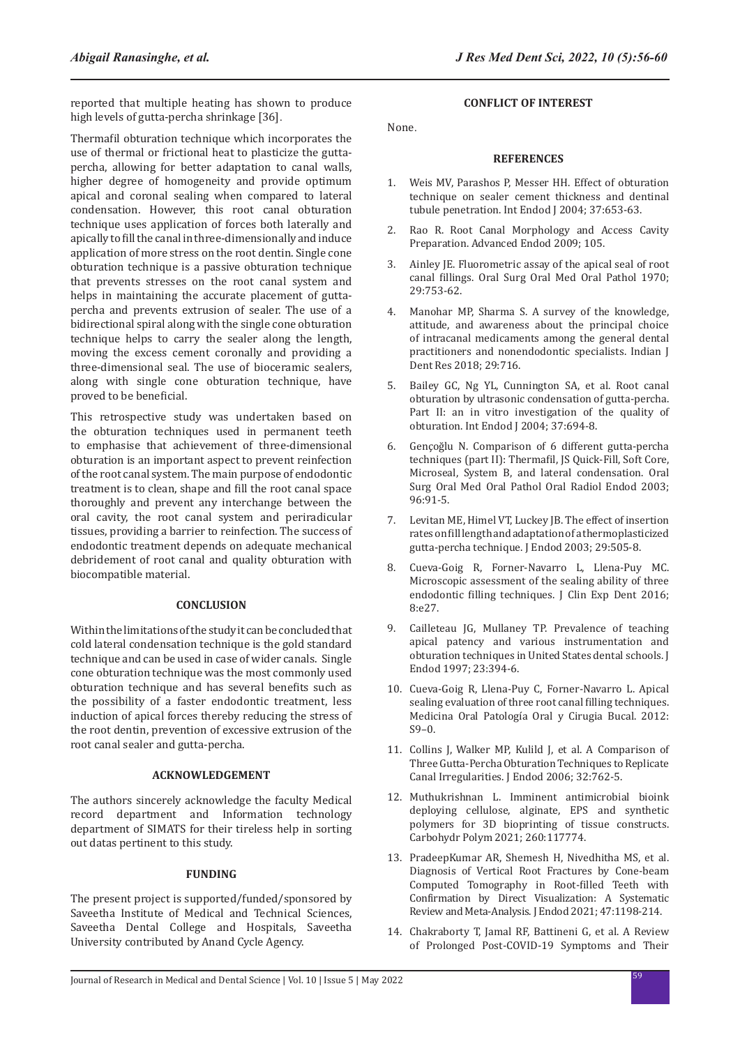reported that multiple heating has shown to produce high levels of gutta-percha shrinkage [36].

Thermafil obturation technique which incorporates the use of thermal or frictional heat to plasticize the gutta-percha, allowing for better adaptation to canal walls, higher degree of homogeneity and provide optimum apical and coronal sealing when compared to lateral condensation. However, this root canal obturation technique uses application of forces both laterally and apically to fill the canal in three-dimensionally and induce application of more stress on the root dentin. Single cone obturation technique is a passive obturation technique that prevents stresses on the root canal system and helps in maintaining the accurate placement of gutta-percha and prevents extrusion of sealer. The use of a bidirectional spiral along with the single cone obturation technique helps to carry the sealer along the length, moving the excess cement coronally and providing a three-dimensional seal. The use of bioceramic sealers, along with single cone obturation technique, have proved to be beneficial.

This retrospective study was undertaken based on the obturation techniques used in permanent teeth to emphasise that achievement of three-dimensional obturation is an important aspect to prevent reinfection of the root canal system. The main purpose of endodontic treatment is to clean, shape and fill the root canal space thoroughly and prevent any interchange between the oral cavity, the root canal system and periradicular tissues, providing a barrier to reinfection. The success of endodontic treatment depends on adequate mechanical debridement of root canal and quality obturation with biocompatible material.

## CONCLUSION

Within the limitations of the study it can be concluded that cold lateral condensation technique is the gold standard technique and can be used in case of wider canals. Single cone obturation technique was the most commonly used obturation technique and has several benefits such as the possibility of a faster endodontic treatment, less induction of apical forces thereby reducing the stress of the root dentin, prevention of excessive extrusion of the root canal sealer and gutta-percha.

## ACKNOWLEDGEMENT

The authors sincerely acknowledge the faculty Medical record department and Information technology department of SIMATS for their tireless help in sorting out datas pertinent to this study.

## FUNDING

The present project is supported/funded/sponsored by Saveetha Institute of Medical and Technical Sciences, Saveetha Dental College and Hospitals, Saveetha University contributed by Anand Cycle Agency.

## CONFLICT OF INTEREST

None.

## REFERENCES

1. Weis MV, Parashos P, Messer HH. Effect of obturation technique on sealer cement thickness and dentinal tubule penetration. Int Endod J 2004; 37:653-63.
2. Rao R. Root Canal Morphology and Access Cavity Preparation. Advanced Endod 2009; 105.
3. Ainley JE. Fluorometric assay of the apical seal of root canal fillings. Oral Surg Oral Med Oral Pathol 1970; 29:753-62.
4. Manohar MP, Sharma S. A survey of the knowledge, attitude, and awareness about the principal choice of intracanal medicaments among the general dental practitioners and nonendodontic specialists. Indian J Dent Res 2018; 29:716.
5. Bailey GC, Ng YL, Cunnington SA, et al. Root canal obturation by ultrasonic condensation of gutta-percha. Part II: an in vitro investigation of the quality of obturation. Int Endod J 2004; 37:694-8.
6. Gençoğlu N. Comparison of 6 different gutta-percha techniques (part II): Thermafil, JS Quick-Fill, Soft Core, Microseal, System B, and lateral condensation. Oral Surg Oral Med Oral Pathol Oral Radiol Endod 2003; 96:91-5.
7. Levitan ME, Himel VT, Luckey JB. The effect of insertion rates on fill length and adaptation of a thermoplasticized gutta-percha technique. J Endod 2003; 29:505-8.
8. Cueva-Goig R, Forner-Navarro L, Llena-Puy MC. Microscopic assessment of the sealing ability of three endodontic filling techniques. J Clin Exp Dent 2016; 8:e27.
9. Cailleteau JG, Mullaney TP. Prevalence of teaching apical patency and various instrumentation and obturation techniques in United States dental schools. J Endod 1997; 23:394-6.
10. Cueva-Goig R, Llena-Puy C, Forner-Navarro L. Apical sealing evaluation of three root canal filling techniques. Medicina Oral Patología Oral y Cirugia Bucal. 2012: S9–0.
11. Collins J, Walker MP, Kulild J, et al. A Comparison of Three Gutta-Percha Obturation Techniques to Replicate Canal Irregularities. J Endod 2006; 32:762-5.
12. Muthukrishnan L. Imminent antimicrobial bioink deploying cellulose, alginate, EPS and synthetic polymers for 3D bioprinting of tissue constructs. Carbohydr Polym 2021; 260:117774.
13. PradeepKumar AR, Shemesh H, Nivedhitha MS, et al. Diagnosis of Vertical Root Fractures by Cone-beam Computed Tomography in Root-filled Teeth with Confirmation by Direct Visualization: A Systematic Review and Meta-Analysis. J Endod 2021; 47:1198-214.
14. Chakraborty T, Jamal RF, Battineni G, et al. A Review of Prolonged Post-COVID-19 Symptoms and Their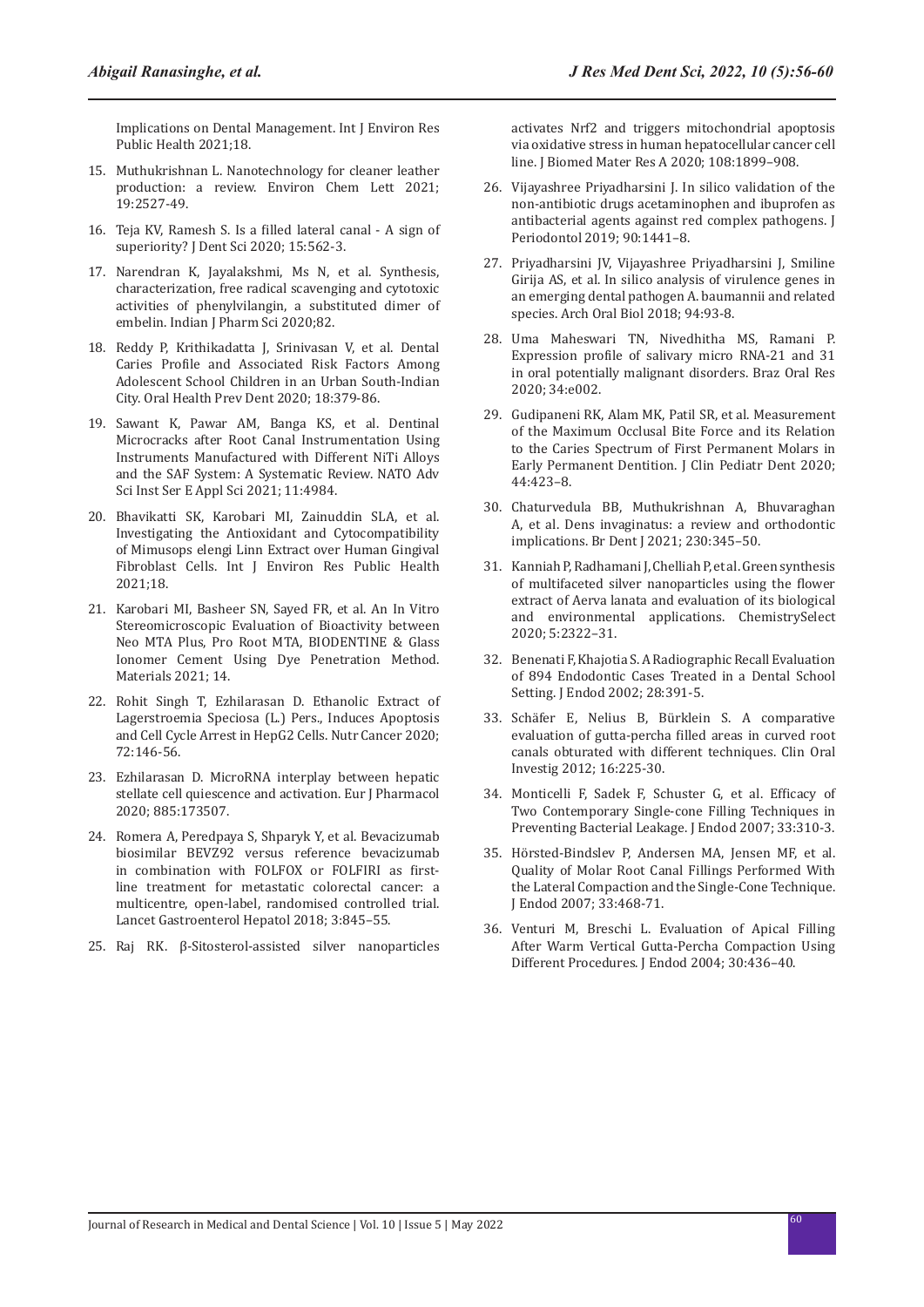Implications on Dental Management. Int J Environ Res Public Health 2021;18.

15. Muthukrishnan L. Nanotechnology for cleaner leather production: a review. Environ Chem Lett 2021; 19:2527-49.

16. Teja KV, Ramesh S. Is a filled lateral canal - A sign of superiority? J Dent Sci 2020; 15:562-3.

17. Narendran K, Jayalakshmi, Ms N, et al. Synthesis, characterization, free radical scavenging and cytotoxic activities of phenylvilangin, a substituted dimer of embelin. Indian J Pharm Sci 2020;82.

18. Reddy P, Krithikadatta J, Srinivasan V, et al. Dental Caries Profile and Associated Risk Factors Among Adolescent School Children in an Urban South-Indian City. Oral Health Prev Dent 2020; 18:379-86.

19. Sawant K, Pawar AM, Banga KS, et al. Dentinal Microcracks after Root Canal Instrumentation Using Instruments Manufactured with Different NiTi Alloys and the SAF System: A Systematic Review. NATO Adv Sci Inst Ser E Appl Sci 2021; 11:4984.

20. Bhavikatti SK, Karobari MI, Zainuddin SLA, et al. Investigating the Antioxidant and Cytocompatibility of Mimusops elengi Linn Extract over Human Gingival Fibroblast Cells. Int J Environ Res Public Health 2021;18.

21. Karobari MI, Basheer SN, Sayed FR, et al. An In Vitro Stereomicroscopic Evaluation of Bioactivity between Neo MTA Plus, Pro Root MTA, BIODENTINE & Glass Ionomer Cement Using Dye Penetration Method. Materials 2021; 14.

22. Rohit Singh T, Ezhilarasan D. Ethanolic Extract of Lagerstroemia Speciosa (L.) Pers., Induces Apoptosis and Cell Cycle Arrest in HepG2 Cells. Nutr Cancer 2020; 72:146-56.

23. Ezhilarasan D. MicroRNA interplay between hepatic stellate cell quiescence and activation. Eur J Pharmacol 2020; 885:173507.

24. Romera A, Peredpaya S, Shparyk Y, et al. Bevacizumab biosimilar BEVZ92 versus reference bevacizumab in combination with FOLFOX or FOLFIRI as first-line treatment for metastatic colorectal cancer: a multicentre, open-label, randomised controlled trial. Lancet Gastroenterol Hepatol 2018; 3:845–55.

25. Raj RK. β-Sitosterol-assisted silver nanoparticles activates Nrf2 and triggers mitochondrial apoptosis via oxidative stress in human hepatocellular cancer cell line. J Biomed Mater Res A 2020; 108:1899–908.

26. Vijayashree Priyadharsini J. In silico validation of the non-antibiotic drugs acetaminophen and ibuprofen as antibacterial agents against red complex pathogens. J Periodontol 2019; 90:1441–8.

27. Priyadharsini JV, Vijayashree Priyadharsini J, Smiline Girija AS, et al. In silico analysis of virulence genes in an emerging dental pathogen A. baumannii and related species. Arch Oral Biol 2018; 94:93-8.

28. Uma Maheswari TN, Nivedhitha MS, Ramani P. Expression profile of salivary micro RNA-21 and 31 in oral potentially malignant disorders. Braz Oral Res 2020; 34:e002.

29. Gudipaneni RK, Alam MK, Patil SR, et al. Measurement of the Maximum Occlusal Bite Force and its Relation to the Caries Spectrum of First Permanent Molars in Early Permanent Dentition. J Clin Pediatr Dent 2020; 44:423–8.

30. Chaturvedula BB, Muthukrishnan A, Bhuvaraghan A, et al. Dens invaginatus: a review and orthodontic implications. Br Dent J 2021; 230:345–50.

31. Kanniah P, Radhamani J, Chelliah P, et al. Green synthesis of multifaceted silver nanoparticles using the flower extract of Aerva lanata and evaluation of its biological and environmental applications. ChemistrySelect 2020; 5:2322–31.

32. Benenati F, Khajotia S. A Radiographic Recall Evaluation of 894 Endodontic Cases Treated in a Dental School Setting. J Endod 2002; 28:391-5.

33. Schäfer E, Nelius B, Bürklein S. A comparative evaluation of gutta-percha filled areas in curved root canals obturated with different techniques. Clin Oral Investig 2012; 16:225-30.

34. Monticelli F, Sadek F, Schuster G, et al. Efficacy of Two Contemporary Single-cone Filling Techniques in Preventing Bacterial Leakage. J Endod 2007; 33:310-3.

35. Hörsted-Bindslev P, Andersen MA, Jensen MF, et al. Quality of Molar Root Canal Fillings Performed With the Lateral Compaction and the Single-Cone Technique. J Endod 2007; 33:468-71.

36. Venturi M, Breschi L. Evaluation of Apical Filling After Warm Vertical Gutta-Percha Compaction Using Different Procedures. J Endod 2004; 30:436–40.